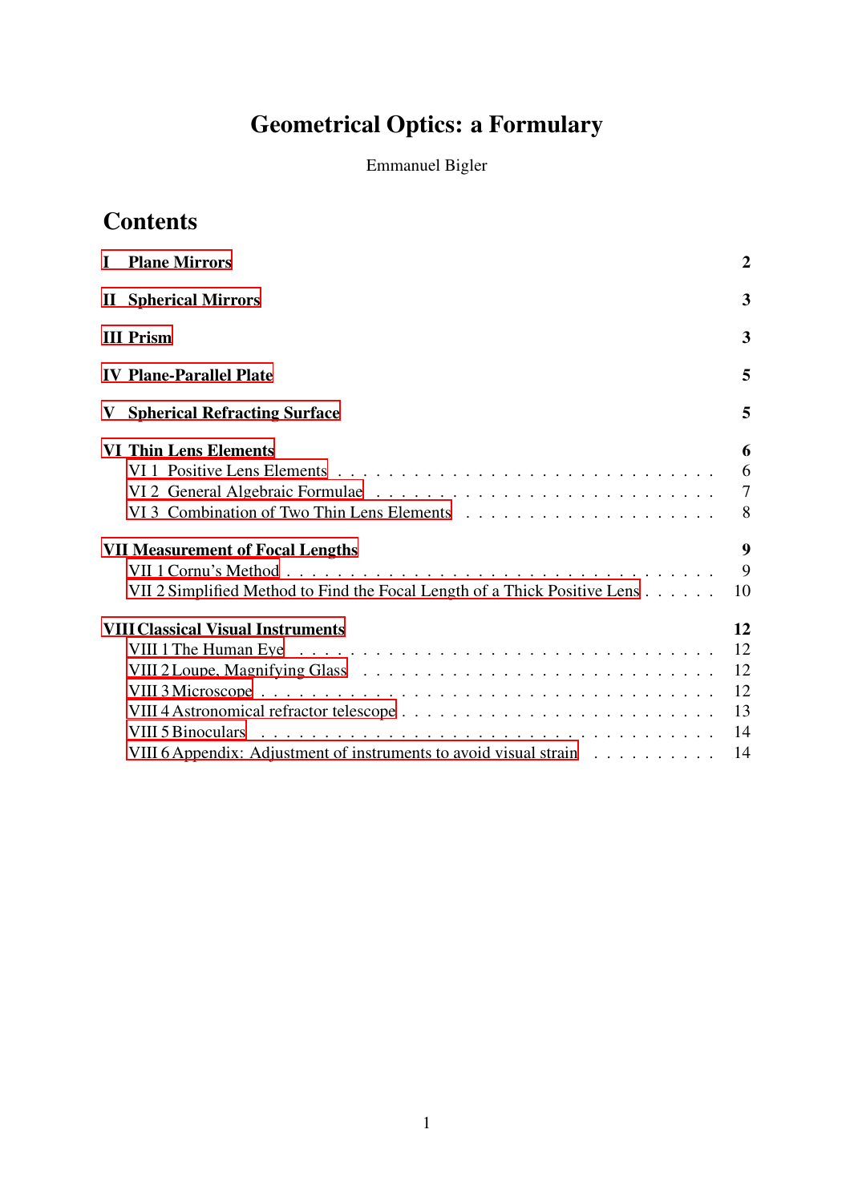# Geometrical Optics: a Formulary

Emmanuel Bigler

## Contents

**I Plane Mirrors** — **2**

**II Spherical Mirrors** — **3**

**III Prism** — **3**

**IV Plane-Parallel Plate** — **5**

**V Spherical Refracting Surface** — **5**

**VI Thin Lens Elements** — **6**
- VI 1 Positive Lens Elements — 6
- VI 2 General Algebraic Formulae — 7
- VI 3 Combination of Two Thin Lens Elements — 8

**VII Measurement of Focal Lengths** — **9**
- VII 1 Cornu's Method — 9
- VII 2 Simplified Method to Find the Focal Length of a Thick Positive Lens — 10

**VIII Classical Visual Instruments** — **12**
- VIII 1 The Human Eye — 12
- VIII 2 Loupe, Magnifying Glass — 12
- VIII 3 Microscope — 12
- VIII 4 Astronomical refractor telescope — 13
- VIII 5 Binoculars — 14
- VIII 6 Appendix: Adjustment of instruments to avoid visual strain — 14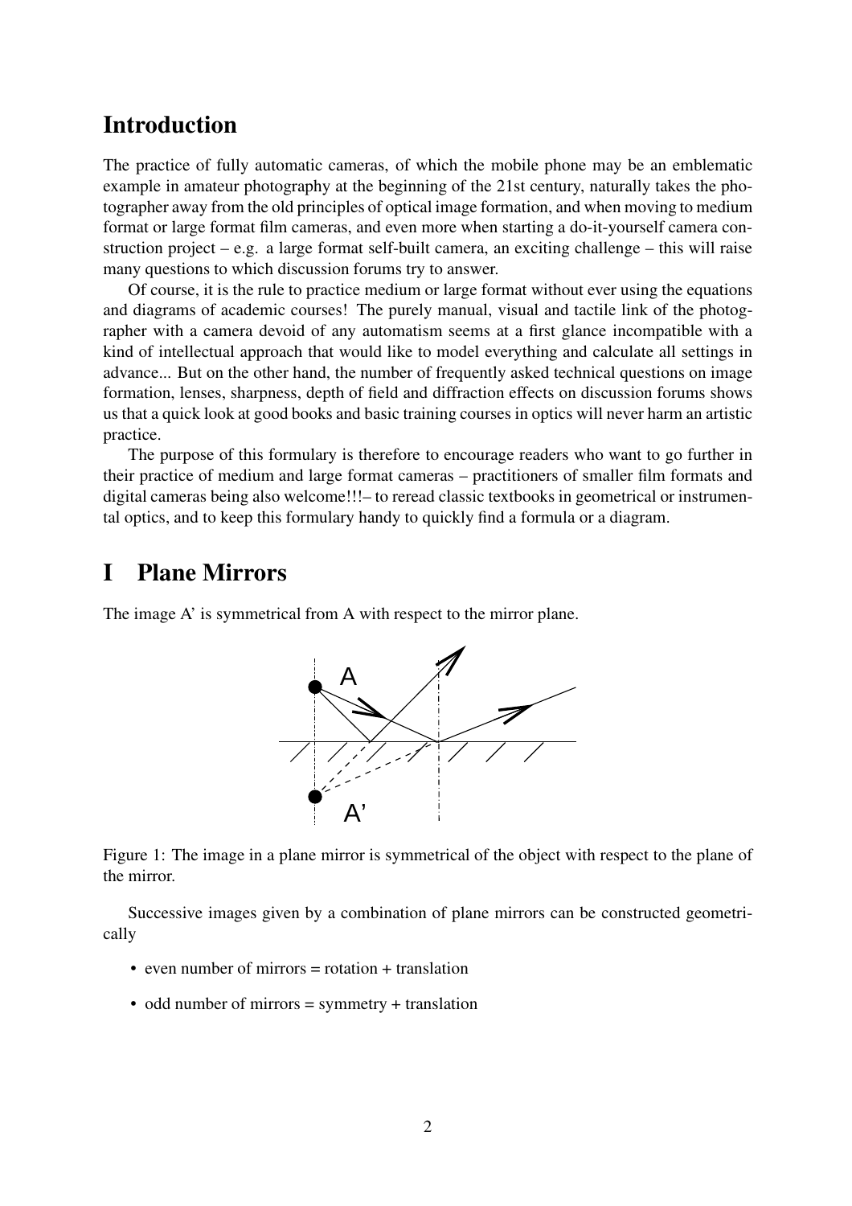## Introduction

The practice of fully automatic cameras, of which the mobile phone may be an emblematic example in amateur photography at the beginning of the 21st century, naturally takes the photographer away from the old principles of optical image formation, and when moving to medium format or large format film cameras, and even more when starting a do-it-yourself camera construction project – e.g. a large format self-built camera, an exciting challenge – this will raise many questions to which discussion forums try to answer.

Of course, it is the rule to practice medium or large format without ever using the equations and diagrams of academic courses! The purely manual, visual and tactile link of the photographer with a camera devoid of any automatism seems at a first glance incompatible with a kind of intellectual approach that would like to model everything and calculate all settings in advance... But on the other hand, the number of frequently asked technical questions on image formation, lenses, sharpness, depth of field and diffraction effects on discussion forums shows us that a quick look at good books and basic training courses in optics will never harm an artistic practice.

The purpose of this formulary is therefore to encourage readers who want to go further in their practice of medium and large format cameras – practitioners of smaller film formats and digital cameras being also welcome!!!– to reread classic textbooks in geometrical or instrumental optics, and to keep this formulary handy to quickly find a formula or a diagram.

## I Plane Mirrors

The image A' is symmetrical from A with respect to the mirror plane.

Figure 1: The image in a plane mirror is symmetrical of the object with respect to the plane of the mirror.

Successive images given by a combination of plane mirrors can be constructed geometrically

- even number of mirrors = rotation + translation
- odd number of mirrors = symmetry + translation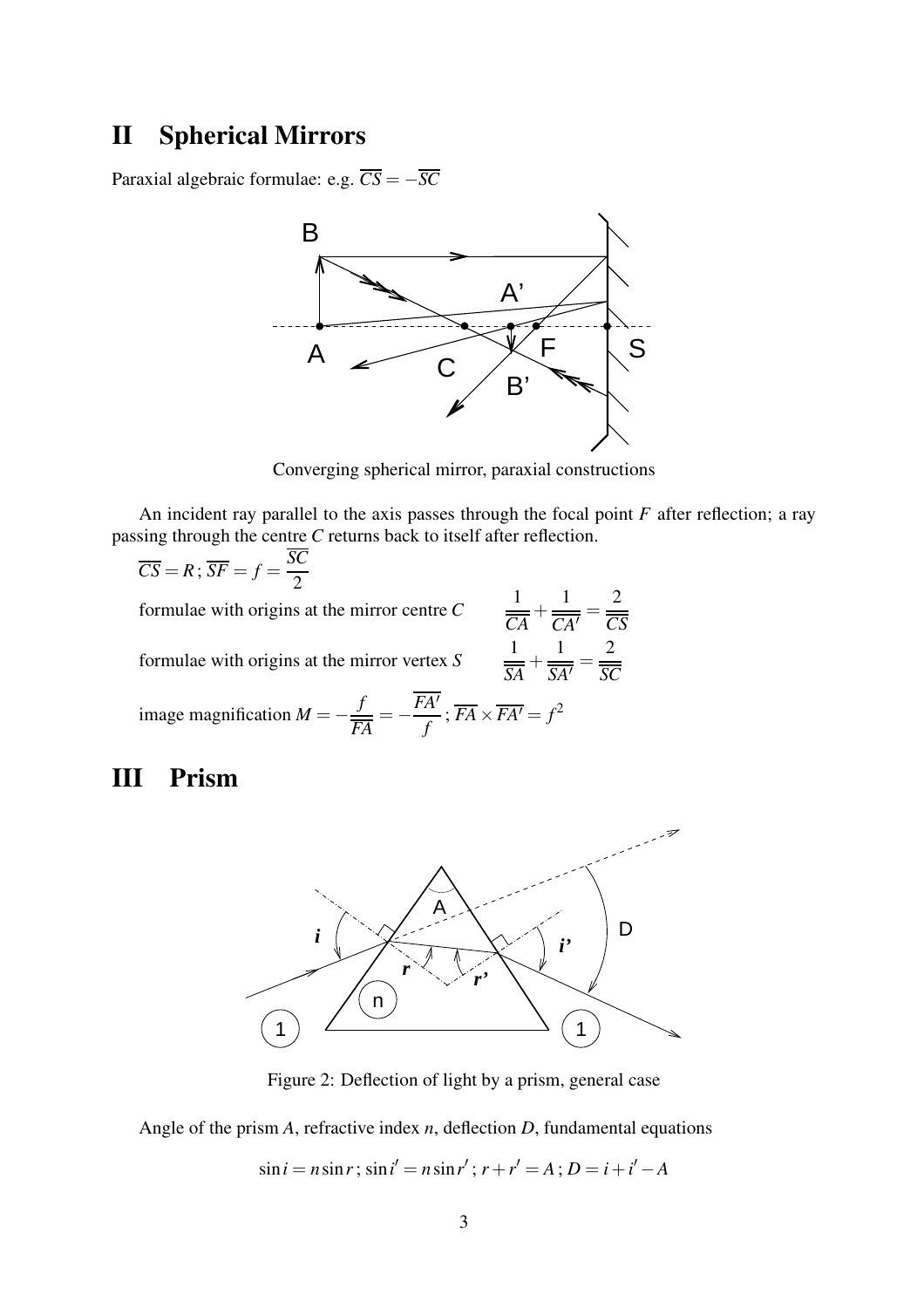## II Spherical Mirrors

Paraxial algebraic formulae: e.g. $\overline{CS} = -\overline{SC}$

Converging spherical mirror, paraxial constructions

An incident ray parallel to the axis passes through the focal point $F$ after reflection; a ray passing through the centre $C$ returns back to itself after reflection.

$\overline{CS} = R\,;\, \overline{SF} = f = \dfrac{\overline{SC}}{2}$

formulae with origins at the mirror centre $C$ $\qquad \dfrac{1}{\overline{CA}} + \dfrac{1}{\overline{CA'}} = \dfrac{2}{\overline{CS}}$

formulae with origins at the mirror vertex $S$ $\qquad \dfrac{1}{\overline{SA}} + \dfrac{1}{\overline{SA'}} = \dfrac{2}{\overline{SC}}$

image magnification $M = -\dfrac{f}{\overline{FA}} = -\dfrac{\overline{FA'}}{f}\,;\, \overline{FA} \times \overline{FA'} = f^2$

## III Prism

Figure 2: Deflection of light by a prism, general case

Angle of the prism $A$, refractive index $n$, deflection $D$, fundamental equations

$$\sin i = n \sin r\,;\, \sin i' = n \sin r'\,;\, r + r' = A\,;\, D = i + i' - A$$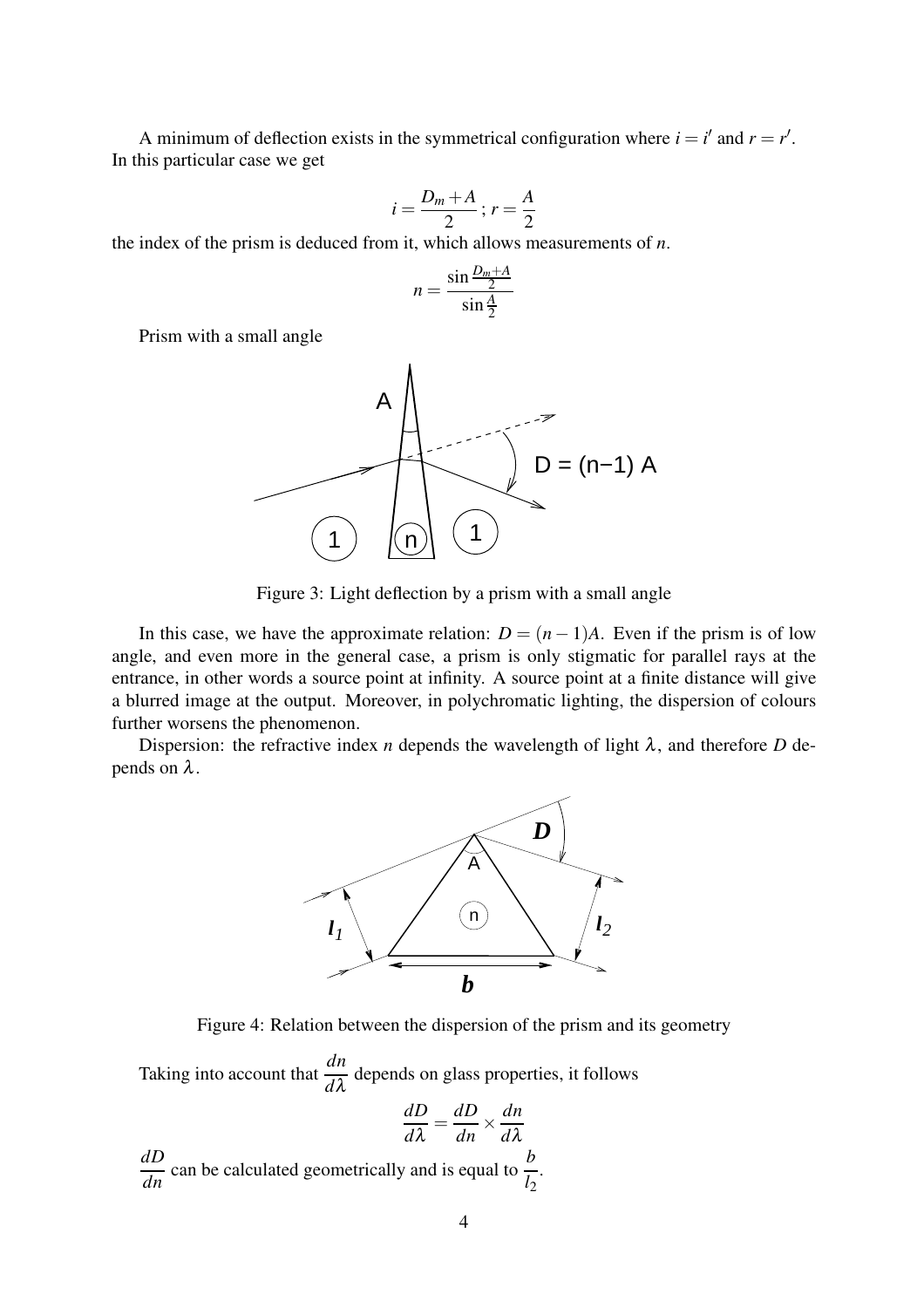A minimum of deflection exists in the symmetrical configuration where $i = i'$ and $r = r'$. In this particular case we get

$$i = \frac{D_m + A}{2} \; ; \; r = \frac{A}{2}$$

the index of the prism is deduced from it, which allows measurements of $n$.

$$n = \frac{\sin \frac{D_m + A}{2}}{\sin \frac{A}{2}}$$

Prism with a small angle

Figure 3: Light deflection by a prism with a small angle

In this case, we have the approximate relation: $D = (n-1)A$. Even if the prism is of low angle, and even more in the general case, a prism is only stigmatic for parallel rays at the entrance, in other words a source point at infinity. A source point at a finite distance will give a blurred image at the output. Moreover, in polychromatic lighting, the dispersion of colours further worsens the phenomenon.

Dispersion: the refractive index $n$ depends the wavelength of light $\lambda$, and therefore $D$ depends on $\lambda$.

Figure 4: Relation between the dispersion of the prism and its geometry

Taking into account that $\dfrac{dn}{d\lambda}$ depends on glass properties, it follows

$$\frac{dD}{d\lambda} = \frac{dD}{dn} \times \frac{dn}{d\lambda}$$

$\dfrac{dD}{dn}$ can be calculated geometrically and is equal to $\dfrac{b}{l_2}$.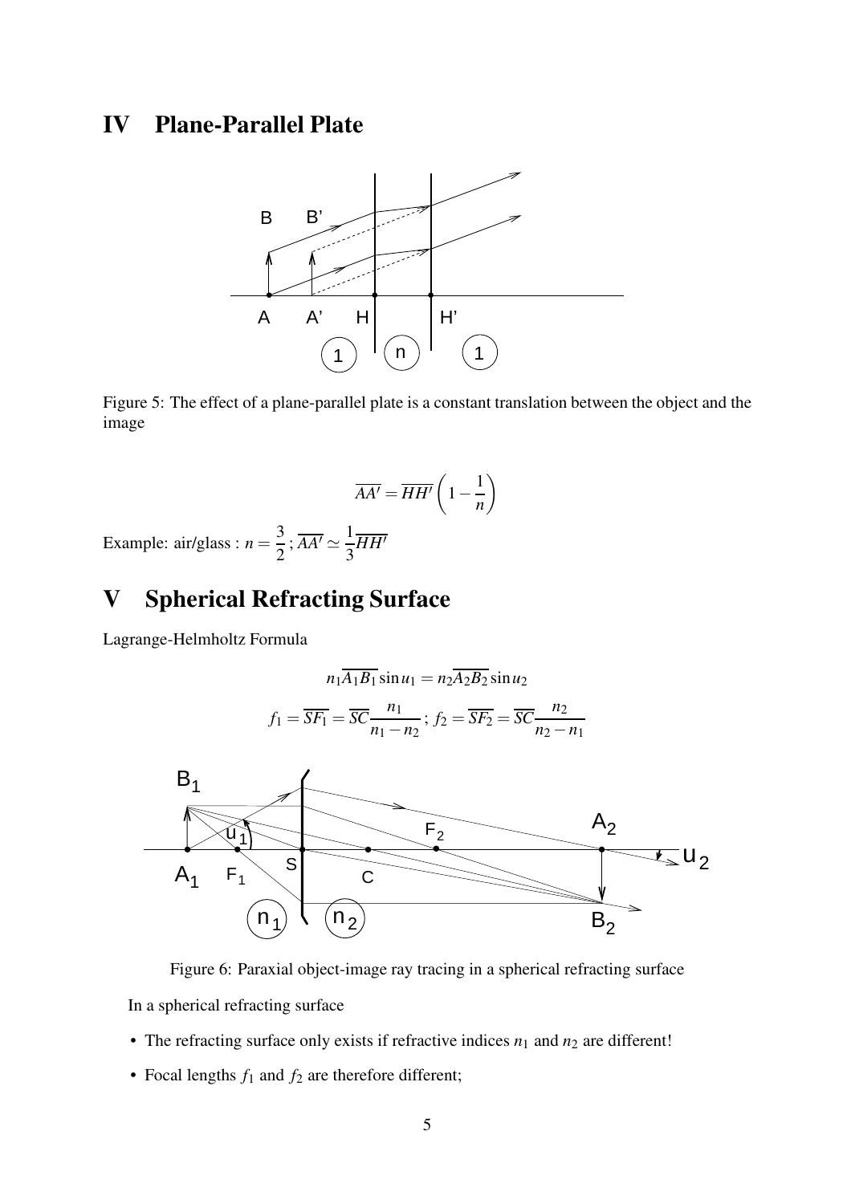# IV Plane-Parallel Plate

Figure 5: The effect of a plane-parallel plate is a constant translation between the object and the image

$$\overline{AA'} = \overline{HH'}\left(1 - \frac{1}{n}\right)$$

Example: air/glass : $n = \frac{3}{2}$ ; $\overline{AA'} \simeq \frac{1}{3}\overline{HH'}$

# V Spherical Refracting Surface

Lagrange-Helmholtz Formula

$$n_1\overline{A_1B_1}\sin u_1 = n_2\overline{A_2B_2}\sin u_2$$

$$f_1 = \overline{SF_1} = \overline{SC}\frac{n_1}{n_1 - n_2}\,;\; f_2 = \overline{SF_2} = \overline{SC}\frac{n_2}{n_2 - n_1}$$

Figure 6: Paraxial object-image ray tracing in a spherical refracting surface

In a spherical refracting surface

- The refracting surface only exists if refractive indices $n_1$ and $n_2$ are different!
- Focal lengths $f_1$ and $f_2$ are therefore different;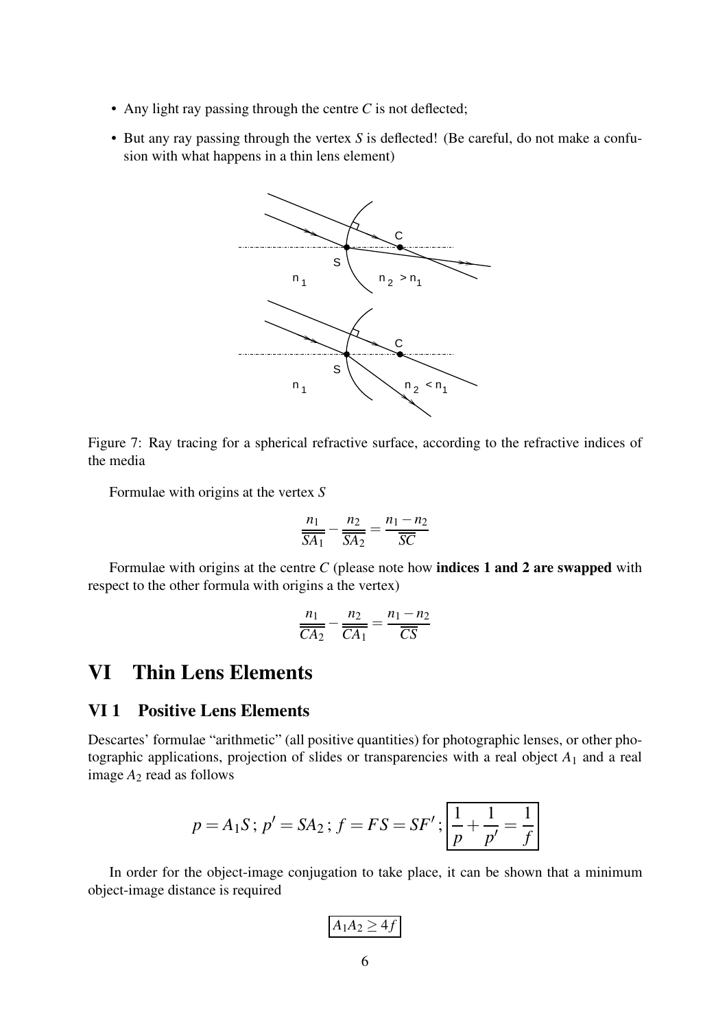- Any light ray passing through the centre $C$ is not deflected;
- But any ray passing through the vertex $S$ is deflected! (Be careful, do not make a confusion with what happens in a thin lens element)

Figure 7: Ray tracing for a spherical refractive surface, according to the refractive indices of the media

Formulae with origins at the vertex $S$

$$\frac{n_1}{\overline{SA_1}} - \frac{n_2}{\overline{SA_2}} = \frac{n_1 - n_2}{\overline{SC}}$$

Formulae with origins at the centre $C$ (please note how **indices 1 and 2 are swapped** with respect to the other formula with origins a the vertex)

$$\frac{n_1}{\overline{CA_2}} - \frac{n_2}{\overline{CA_1}} = \frac{n_1 - n_2}{\overline{CS}}$$

# VI Thin Lens Elements

## VI 1 Positive Lens Elements

Descartes' formulae "arithmetic" (all positive quantities) for photographic lenses, or other photographic applications, projection of slides or transparencies with a real object $A_1$ and a real image $A_2$ read as follows

$$p = A_1S\,;\; p' = SA_2\,;\; f = FS = SF'\,;\; \boxed{\frac{1}{p} + \frac{1}{p'} = \frac{1}{f}}$$

In order for the object-image conjugation to take place, it can be shown that a minimum object-image distance is required

$$\boxed{A_1A_2 \geq 4f}$$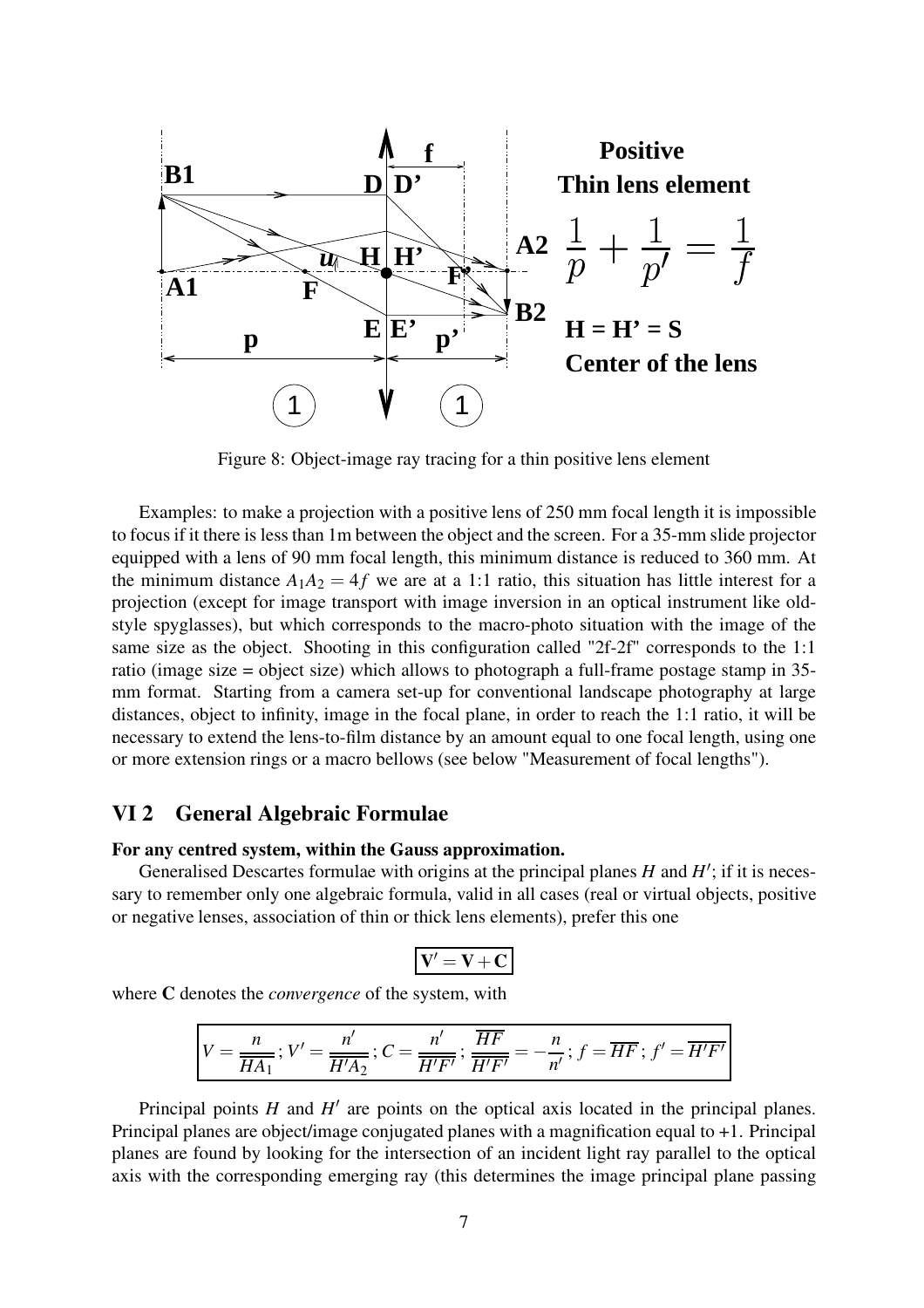Figure 8: Object-image ray tracing for a thin positive lens element

Examples: to make a projection with a positive lens of 250 mm focal length it is impossible to focus if it there is less than 1m between the object and the screen. For a 35-mm slide projector equipped with a lens of 90 mm focal length, this minimum distance is reduced to 360 mm. At the minimum distance $A_1A_2 = 4f$ we are at a 1:1 ratio, this situation has little interest for a projection (except for image transport with image inversion in an optical instrument like old-style spyglasses), but which corresponds to the macro-photo situation with the image of the same size as the object. Shooting in this configuration called "2f-2f" corresponds to the 1:1 ratio (image size = object size) which allows to photograph a full-frame postage stamp in 35-mm format. Starting from a camera set-up for conventional landscape photography at large distances, object to infinity, image in the focal plane, in order to reach the 1:1 ratio, it will be necessary to extend the lens-to-film distance by an amount equal to one focal length, using one or more extension rings or a macro bellows (see below "Measurement of focal lengths").

## VI 2 General Algebraic Formulae

**For any centred system, within the Gauss approximation.**

Generalised Descartes formulae with origins at the principal planes $H$ and $H'$; if it is necessary to remember only one algebraic formula, valid in all cases (real or virtual objects, positive or negative lenses, association of thin or thick lens elements), prefer this one

$$\mathbf{V'} = \mathbf{V} + \mathbf{C}$$

where **C** denotes the *convergence* of the system, with

$$V = \frac{n}{\overline{HA_1}}\,;\, V' = \frac{n'}{\overline{H'A_2}}\,;\, C = \frac{n'}{\overline{H'F'}}\,;\, \frac{\overline{HF}}{\overline{H'F'}} = -\frac{n}{n'}\,;\, f = \overline{HF}\,;\, f' = \overline{H'F'}$$

Principal points $H$ and $H'$ are points on the optical axis located in the principal planes. Principal planes are object/image conjugated planes with a magnification equal to +1. Principal planes are found by looking for the intersection of an incident light ray parallel to the optical axis with the corresponding emerging ray (this determines the image principal plane passing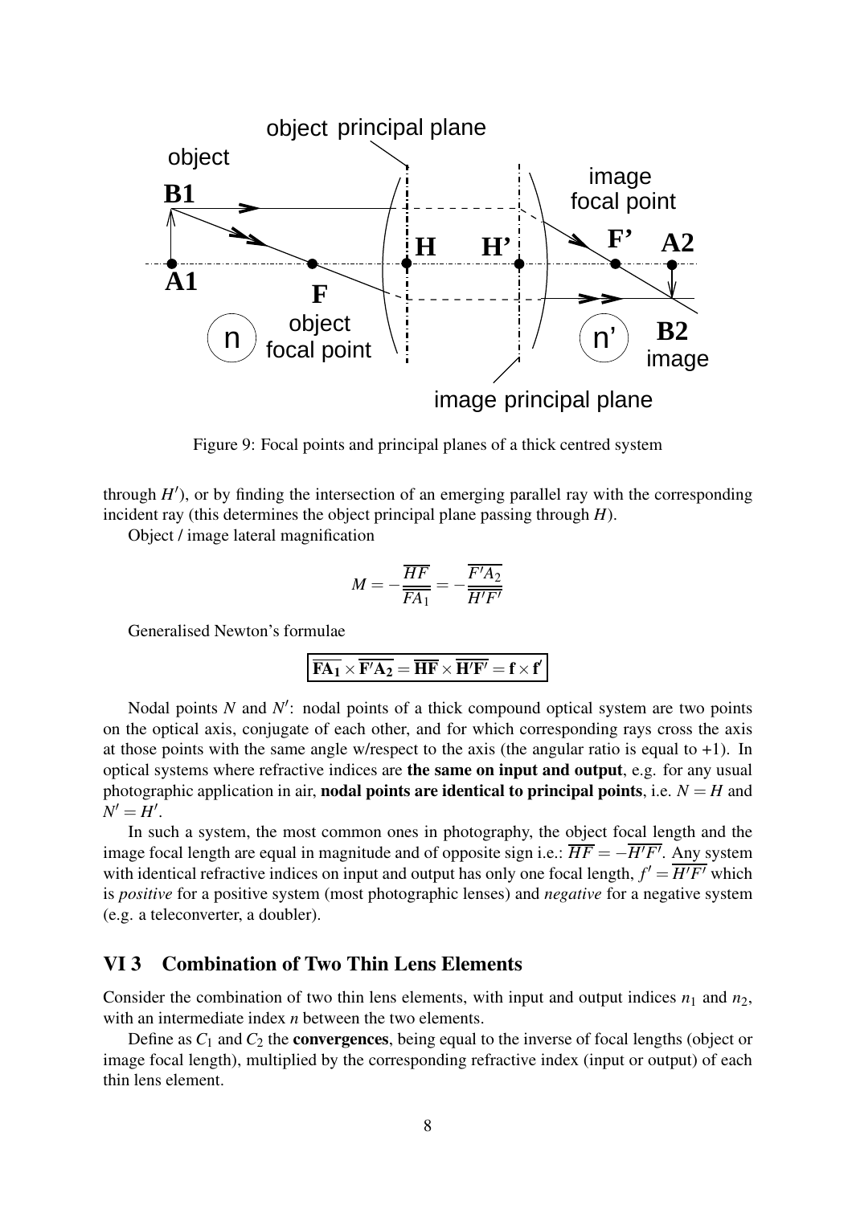Figure 9: Focal points and principal planes of a thick centred system

through $H'$), or by finding the intersection of an emerging parallel ray with the corresponding incident ray (this determines the object principal plane passing through $H$).

Object / image lateral magnification

$$M = -\frac{\overline{HF}}{\overline{FA_1}} = -\frac{\overline{F'A_2}}{\overline{H'F'}}$$

Generalised Newton's formulae

$$\boxed{\overline{\mathbf{FA_1}} \times \overline{\mathbf{F'A_2}} = \overline{\mathbf{HF}} \times \overline{\mathbf{H'F'}} = \mathbf{f} \times \mathbf{f'}}$$

Nodal points $N$ and $N'$: nodal points of a thick compound optical system are two points on the optical axis, conjugate of each other, and for which corresponding rays cross the axis at those points with the same angle w/respect to the axis (the angular ratio is equal to +1). In optical systems where refractive indices are **the same on input and output**, e.g. for any usual photographic application in air, **nodal points are identical to principal points**, i.e. $N = H$ and $N' = H'$.

In such a system, the most common ones in photography, the object focal length and the image focal length are equal in magnitude and of opposite sign i.e.: $\overline{HF} = -\overline{H'F'}$. Any system with identical refractive indices on input and output has only one focal length, $f' = \overline{H'F'}$ which is *positive* for a positive system (most photographic lenses) and *negative* for a negative system (e.g. a teleconverter, a doubler).

## VI 3 Combination of Two Thin Lens Elements

Consider the combination of two thin lens elements, with input and output indices $n_1$ and $n_2$, with an intermediate index $n$ between the two elements.

Define as $C_1$ and $C_2$ the **convergences**, being equal to the inverse of focal lengths (object or image focal length), multiplied by the corresponding refractive index (input or output) of each thin lens element.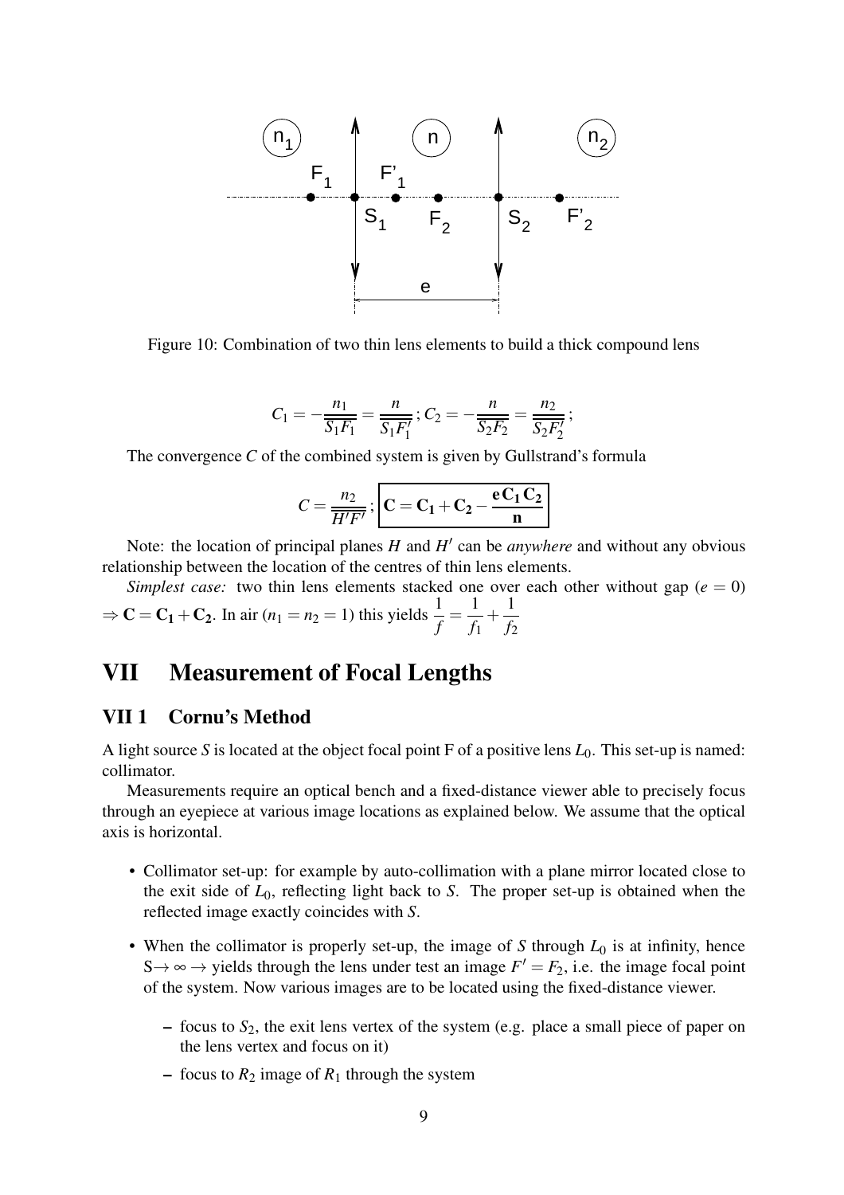Figure 10: Combination of two thin lens elements to build a thick compound lens

$$C_1 = -\frac{n_1}{\overline{S_1F_1}} = \frac{n}{\overline{S_1F_1'}}\,; C_2 = -\frac{n}{\overline{S_2F_2}} = \frac{n_2}{\overline{S_2F_2'}}\,;$$

The convergence $C$ of the combined system is given by Gullstrand's formula

$$C = \frac{n_2}{\overline{H'F'}}\,; \boxed{\mathbf{C = C_1 + C_2 - \frac{e\,C_1\,C_2}{n}}}$$

Note: the location of principal planes $H$ and $H'$ can be *anywhere* and without any obvious relationship between the location of the centres of thin lens elements.

*Simplest case:* two thin lens elements stacked one over each other without gap ($e = 0$) $\Rightarrow \mathbf{C = C_1 + C_2}$. In air ($n_1 = n_2 = 1$) this yields $\frac{1}{f} = \frac{1}{f_1} + \frac{1}{f_2}$

# VII Measurement of Focal Lengths

## VII 1 Cornu's Method

A light source $S$ is located at the object focal point F of a positive lens $L_0$. This set-up is named: collimator.

Measurements require an optical bench and a fixed-distance viewer able to precisely focus through an eyepiece at various image locations as explained below. We assume that the optical axis is horizontal.

- Collimator set-up: for example by auto-collimation with a plane mirror located close to the exit side of $L_0$, reflecting light back to $S$. The proper set-up is obtained when the reflected image exactly coincides with $S$.
- When the collimator is properly set-up, the image of $S$ through $L_0$ is at infinity, hence $S \rightarrow \infty \rightarrow$ yields through the lens under test an image $F' = F_2$, i.e. the image focal point of the system. Now various images are to be located using the fixed-distance viewer.
  - focus to $S_2$, the exit lens vertex of the system (e.g. place a small piece of paper on the lens vertex and focus on it)
  - focus to $R_2$ image of $R_1$ through the system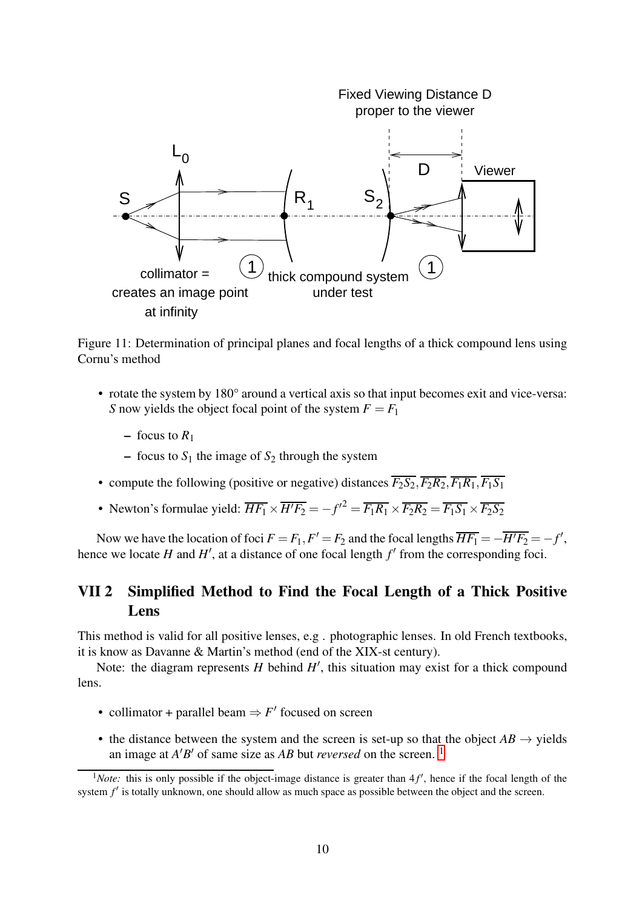Figure 11: Determination of principal planes and focal lengths of a thick compound lens using Cornu's method

- rotate the system by 180° around a vertical axis so that input becomes exit and vice-versa: $S$ now yields the object focal point of the system $F = F_1$
  - focus to $R_1$
  - focus to $S_1$ the image of $S_2$ through the system
- compute the following (positive or negative) distances $\overline{F_2S_2}, \overline{F_2R_2}, \overline{F_1R_1}, \overline{F_1S_1}$
- Newton's formulae yield: $\overline{HF_1} \times \overline{H'F_2} = -f'^2 = \overline{F_1R_1} \times \overline{F_2R_2} = \overline{F_1S_1} \times \overline{F_2S_2}$

Now we have the location of foci $F = F_1, F' = F_2$ and the focal lengths $\overline{HF_1} = -\overline{H'F_2} = -f'$, hence we locate $H$ and $H'$, at a distance of one focal length $f'$ from the corresponding foci.

## VII 2 Simplified Method to Find the Focal Length of a Thick Positive Lens

This method is valid for all positive lenses, e.g . photographic lenses. In old French textbooks, it is know as Davanne & Martin's method (end of the XIX-st century).

Note: the diagram represents $H$ behind $H'$, this situation may exist for a thick compound lens.

- collimator + parallel beam $\Rightarrow F'$ focused on screen
- the distance between the system and the screen is set-up so that the object $AB \rightarrow$ yields an image at $A'B'$ of same size as $AB$ but *reversed* on the screen. [1]

[1] *Note:* this is only possible if the object-image distance is greater than $4f'$, hence if the focal length of the system $f'$ is totally unknown, one should allow as much space as possible between the object and the screen.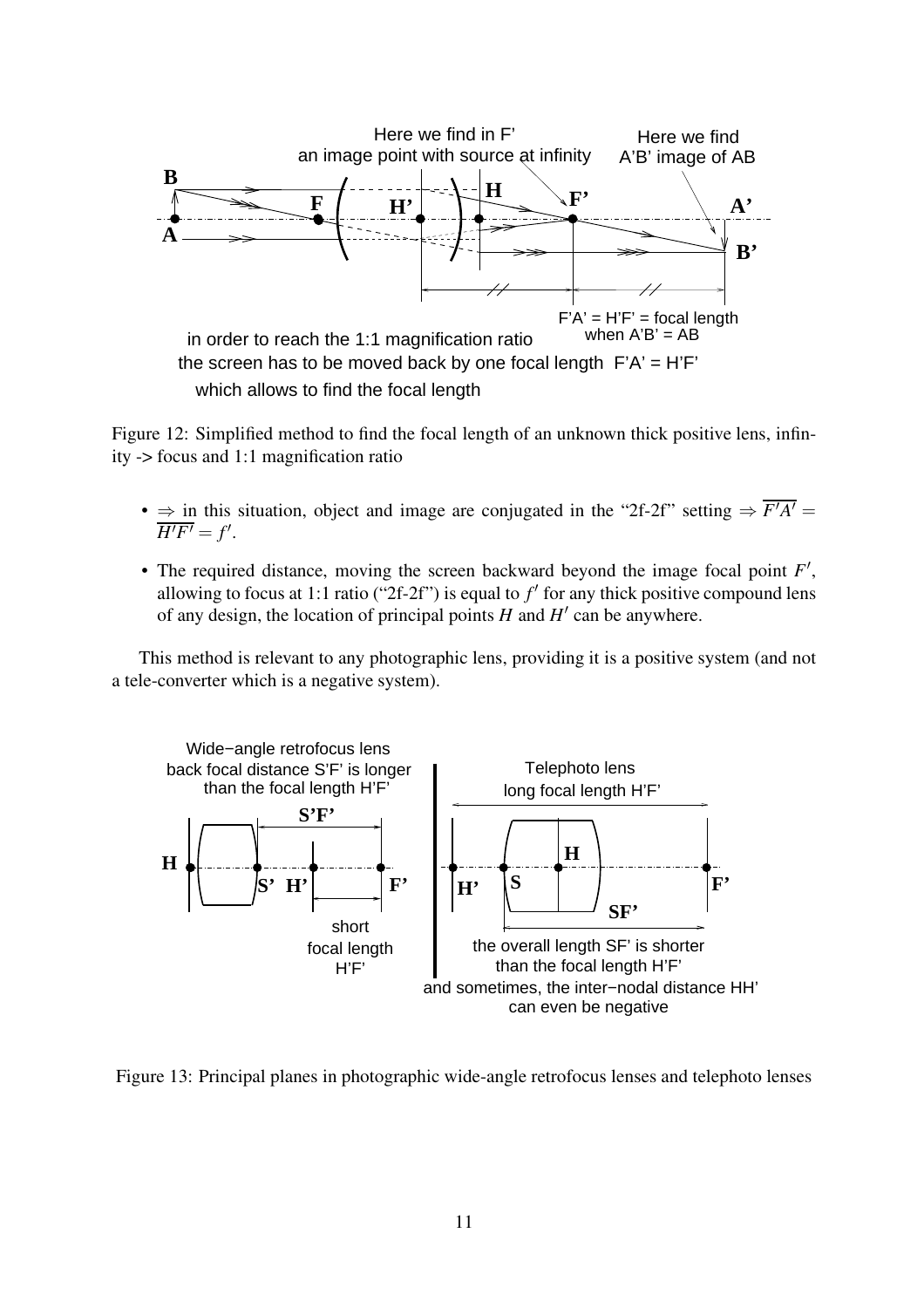Figure 12: Simplified method to find the focal length of an unknown thick positive lens, infinity -> focus and 1:1 magnification ratio

- $\Rightarrow$ in this situation, object and image are conjugated in the "2f-2f" setting $\Rightarrow \overline{F'A'} = \overline{H'F'} = f'$.
- The required distance, moving the screen backward beyond the image focal point $F'$, allowing to focus at 1:1 ratio ("2f-2f") is equal to $f'$ for any thick positive compound lens of any design, the location of principal points $H$ and $H'$ can be anywhere.

This method is relevant to any photographic lens, providing it is a positive system (and not a tele-converter which is a negative system).

Figure 13: Principal planes in photographic wide-angle retrofocus lenses and telephoto lenses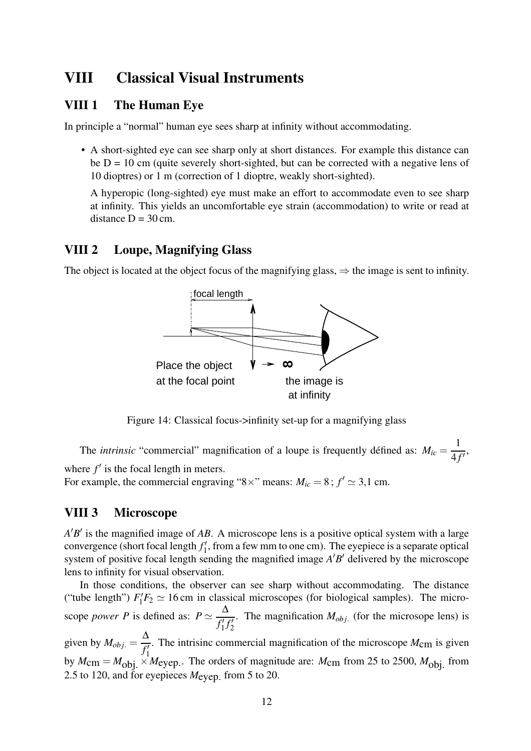# VIII Classical Visual Instruments

## VIII 1 The Human Eye

In principle a "normal" human eye sees sharp at infinity without accommodating.

- A short-sighted eye can see sharp only at short distances. For example this distance can be D = 10 cm (quite severely short-sighted, but can be corrected with a negative lens of 10 dioptres) or 1 m (correction of 1 dioptre, weakly short-sighted).

  A hyperopic (long-sighted) eye must make an effort to accommodate even to see sharp at infinity. This yields an uncomfortable eye strain (accommodation) to write or read at distance D = 30 cm.

## VIII 2 Loupe, Magnifying Glass

The object is located at the object focus of the magnifying glass, $\Rightarrow$ the image is sent to infinity.

Figure 14: Classical focus->infinity set-up for a magnifying glass

The *intrinsic* "commercial" magnification of a loupe is frequently défined as: $M_{ic} = \dfrac{1}{4f'}$, where $f'$ is the focal length in meters.
For example, the commercial engraving "8×" means: $M_{ic} = 8$ ; $f' \simeq 3{,}1$ cm.

## VIII 3 Microscope

$A'B'$ is the magnified image of $AB$. A microscope lens is a positive optical system with a large convergence (short focal length $f_1'$, from a few mm to one cm). The eyepiece is a separate optical system of positive focal length sending the magnified image $A'B'$ delivered by the microscope lens to infinity for visual observation.

In those conditions, the observer can see sharp without accommodating. The distance ("tube length") $F_1'F_2 \simeq 16$ cm in classical microscopes (for biological samples). The microscope *power P* is defined as: $P \simeq \dfrac{\Delta}{f_1' f_2'}$. The magnification $M_{obj.}$ (for the microsope lens) is given by $M_{obj.} = \dfrac{\Delta}{f_1'}$. The intrisinc commercial magnification of the microscope $M_{\text{cm}}$ is given by $M_{\text{cm}} = M_{\text{obj.}} \times M_{\text{eyep.}}$. The orders of magnitude are: $M_{\text{cm}}$ from 25 to 2500, $M_{\text{obj.}}$ from 2.5 to 120, and for eyepieces $M_{\text{eyep.}}$ from 5 to 20.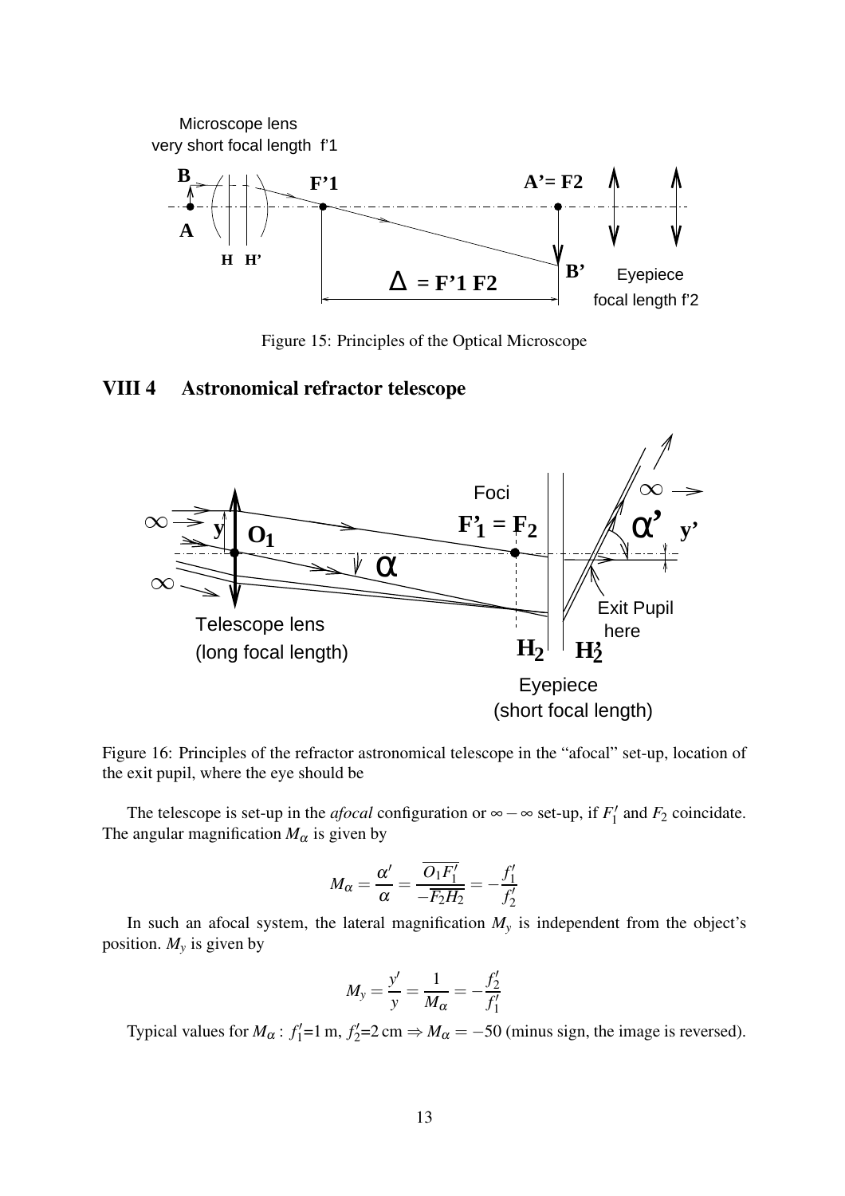Figure 15: Principles of the Optical Microscope

## VIII 4 Astronomical refractor telescope

Figure 16: Principles of the refractor astronomical telescope in the "afocal" set-up, location of the exit pupil, where the eye should be

The telescope is set-up in the *afocal* configuration or $\infty - \infty$ set-up, if $F_1'$ and $F_2$ coincidate. The angular magnification $M_\alpha$ is given by

$$M_\alpha = \frac{\alpha'}{\alpha} = \frac{\overline{O_1 F_1'}}{-\overline{F_2 H_2}} = -\frac{f_1'}{f_2'}$$

In such an afocal system, the lateral magnification $M_y$ is independent from the object's position. $M_y$ is given by

$$M_y = \frac{y'}{y} = \frac{1}{M_\alpha} = -\frac{f_2'}{f_1'}$$

Typical values for $M_\alpha$ : $f_1'$=1 m, $f_2'$=2 cm $\Rightarrow M_\alpha = -50$ (minus sign, the image is reversed).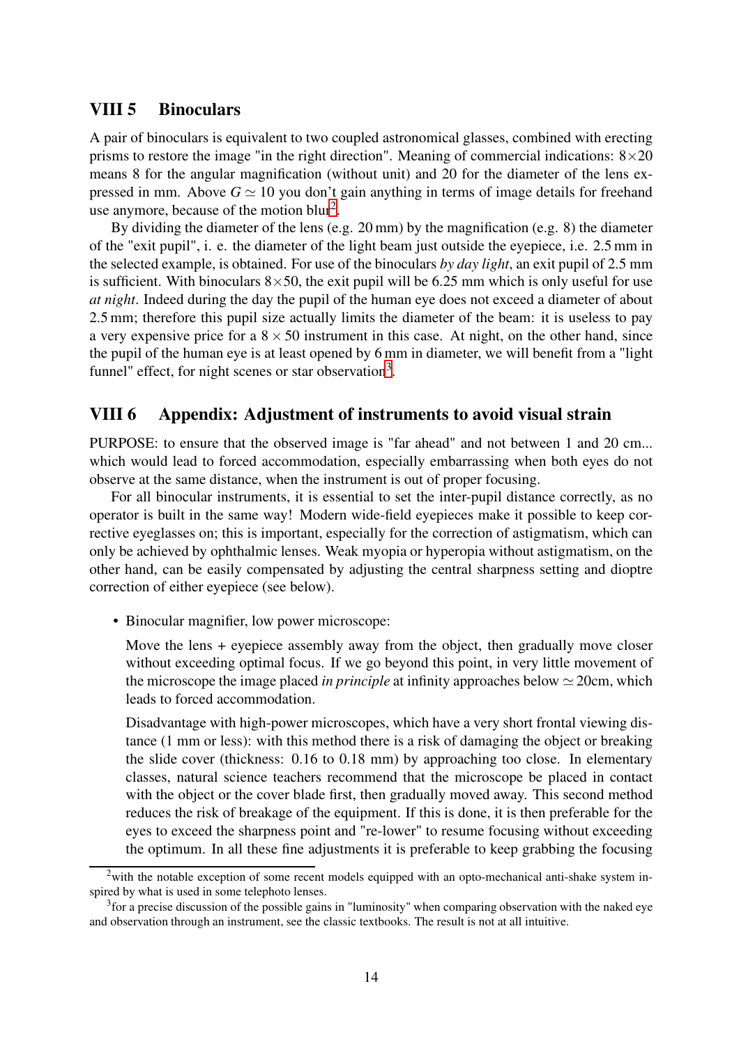## VIII 5 Binoculars

A pair of binoculars is equivalent to two coupled astronomical glasses, combined with erecting prisms to restore the image "in the right direction". Meaning of commercial indications: 8×20 means 8 for the angular magnification (without unit) and 20 for the diameter of the lens expressed in mm. Above $G \simeq 10$ you don't gain anything in terms of image details for freehand use anymore, because of the motion blur[2].

By dividing the diameter of the lens (e.g. 20 mm) by the magnification (e.g. 8) the diameter of the "exit pupil", i. e. the diameter of the light beam just outside the eyepiece, i.e. 2.5 mm in the selected example, is obtained. For use of the binoculars *by day light*, an exit pupil of 2.5 mm is sufficient. With binoculars 8×50, the exit pupil will be 6.25 mm which is only useful for use *at night*. Indeed during the day the pupil of the human eye does not exceed a diameter of about 2.5 mm; therefore this pupil size actually limits the diameter of the beam: it is useless to pay a very expensive price for a 8 × 50 instrument in this case. At night, on the other hand, since the pupil of the human eye is at least opened by 6 mm in diameter, we will benefit from a "light funnel" effect, for night scenes or star observation[3].

## VIII 6 Appendix: Adjustment of instruments to avoid visual strain

PURPOSE: to ensure that the observed image is "far ahead" and not between 1 and 20 cm... which would lead to forced accommodation, especially embarrassing when both eyes do not observe at the same distance, when the instrument is out of proper focusing.

For all binocular instruments, it is essential to set the inter-pupil distance correctly, as no operator is built in the same way! Modern wide-field eyepieces make it possible to keep corrective eyeglasses on; this is important, especially for the correction of astigmatism, which can only be achieved by ophthalmic lenses. Weak myopia or hyperopia without astigmatism, on the other hand, can be easily compensated by adjusting the central sharpness setting and dioptre correction of either eyepiece (see below).

- Binocular magnifier, low power microscope:

  Move the lens + eyepiece assembly away from the object, then gradually move closer without exceeding optimal focus. If we go beyond this point, in very little movement of the microscope the image placed *in principle* at infinity approaches below ≃ 20cm, which leads to forced accommodation.

  Disadvantage with high-power microscopes, which have a very short frontal viewing distance (1 mm or less): with this method there is a risk of damaging the object or breaking the slide cover (thickness: 0.16 to 0.18 mm) by approaching too close. In elementary classes, natural science teachers recommend that the microscope be placed in contact with the object or the cover blade first, then gradually moved away. This second method reduces the risk of breakage of the equipment. If this is done, it is then preferable for the eyes to exceed the sharpness point and "re-lower" to resume focusing without exceeding the optimum. In all these fine adjustments it is preferable to keep grabbing the focusing

---

[2] with the notable exception of some recent models equipped with an opto-mechanical anti-shake system inspired by what is used in some telephoto lenses.

[3] for a precise discussion of the possible gains in "luminosity" when comparing observation with the naked eye and observation through an instrument, see the classic textbooks. The result is not at all intuitive.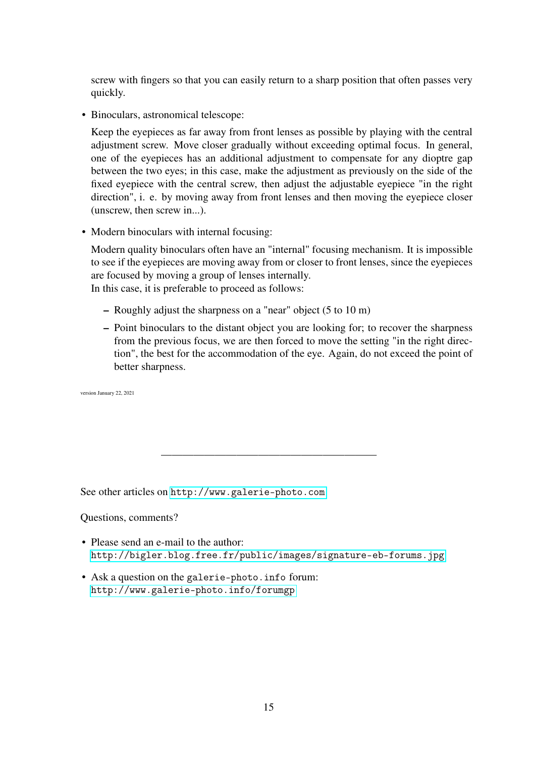screw with fingers so that you can easily return to a sharp position that often passes very quickly.

- Binoculars, astronomical telescope:

  Keep the eyepieces as far away from front lenses as possible by playing with the central adjustment screw. Move closer gradually without exceeding optimal focus. In general, one of the eyepieces has an additional adjustment to compensate for any dioptre gap between the two eyes; in this case, make the adjustment as previously on the side of the fixed eyepiece with the central screw, then adjust the adjustable eyepiece "in the right direction", i. e. by moving away from front lenses and then moving the eyepiece closer (unscrew, then screw in...).

- Modern binoculars with internal focusing:

  Modern quality binoculars often have an "internal" focusing mechanism. It is impossible to see if the eyepieces are moving away from or closer to front lenses, since the eyepieces are focused by moving a group of lenses internally.
  In this case, it is preferable to proceed as follows:

  - Roughly adjust the sharpness on a "near" object (5 to 10 m)
  - Point binoculars to the distant object you are looking for; to recover the sharpness from the previous focus, we are then forced to move the setting "in the right direction", the best for the accommodation of the eye. Again, do not exceed the point of better sharpness.

version January 22, 2021

---

See other articles on http://www.galerie-photo.com

Questions, comments?

- Please send an e-mail to the author: http://bigler.blog.free.fr/public/images/signature-eb-forums.jpg
- Ask a question on the galerie-photo.info forum: http://www.galerie-photo.info/forumgp